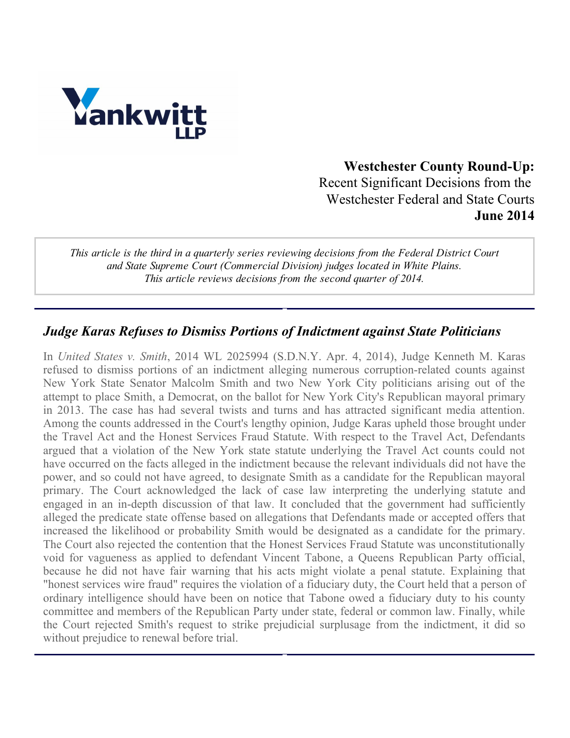Yankwitt LLP

**Westchester County Round-Up:**
Recent Significant Decisions from the Westchester Federal and State Courts
**June 2014**

*This article is the third in a quarterly series reviewing decisions from the Federal District Court and State Supreme Court (Commercial Division) judges located in White Plains. This article reviews decisions from the second quarter of 2014.*

---

## *Judge Karas Refuses to Dismiss Portions of Indictment against State Politicians*

In *United States v. Smith*, 2014 WL 2025994 (S.D.N.Y. Apr. 4, 2014), Judge Kenneth M. Karas refused to dismiss portions of an indictment alleging numerous corruption-related counts against New York State Senator Malcolm Smith and two New York City politicians arising out of the attempt to place Smith, a Democrat, on the ballot for New York City's Republican mayoral primary in 2013. The case has had several twists and turns and has attracted significant media attention. Among the counts addressed in the Court's lengthy opinion, Judge Karas upheld those brought under the Travel Act and the Honest Services Fraud Statute. With respect to the Travel Act, Defendants argued that a violation of the New York state statute underlying the Travel Act counts could not have occurred on the facts alleged in the indictment because the relevant individuals did not have the power, and so could not have agreed, to designate Smith as a candidate for the Republican mayoral primary. The Court acknowledged the lack of case law interpreting the underlying statute and engaged in an in-depth discussion of that law. It concluded that the government had sufficiently alleged the predicate state offense based on allegations that Defendants made or accepted offers that increased the likelihood or probability Smith would be designated as a candidate for the primary. The Court also rejected the contention that the Honest Services Fraud Statute was unconstitutionally void for vagueness as applied to defendant Vincent Tabone, a Queens Republican Party official, because he did not have fair warning that his acts might violate a penal statute. Explaining that "honest services wire fraud" requires the violation of a fiduciary duty, the Court held that a person of ordinary intelligence should have been on notice that Tabone owed a fiduciary duty to his county committee and members of the Republican Party under state, federal or common law. Finally, while the Court rejected Smith's request to strike prejudicial surplusage from the indictment, it did so without prejudice to renewal before trial.

---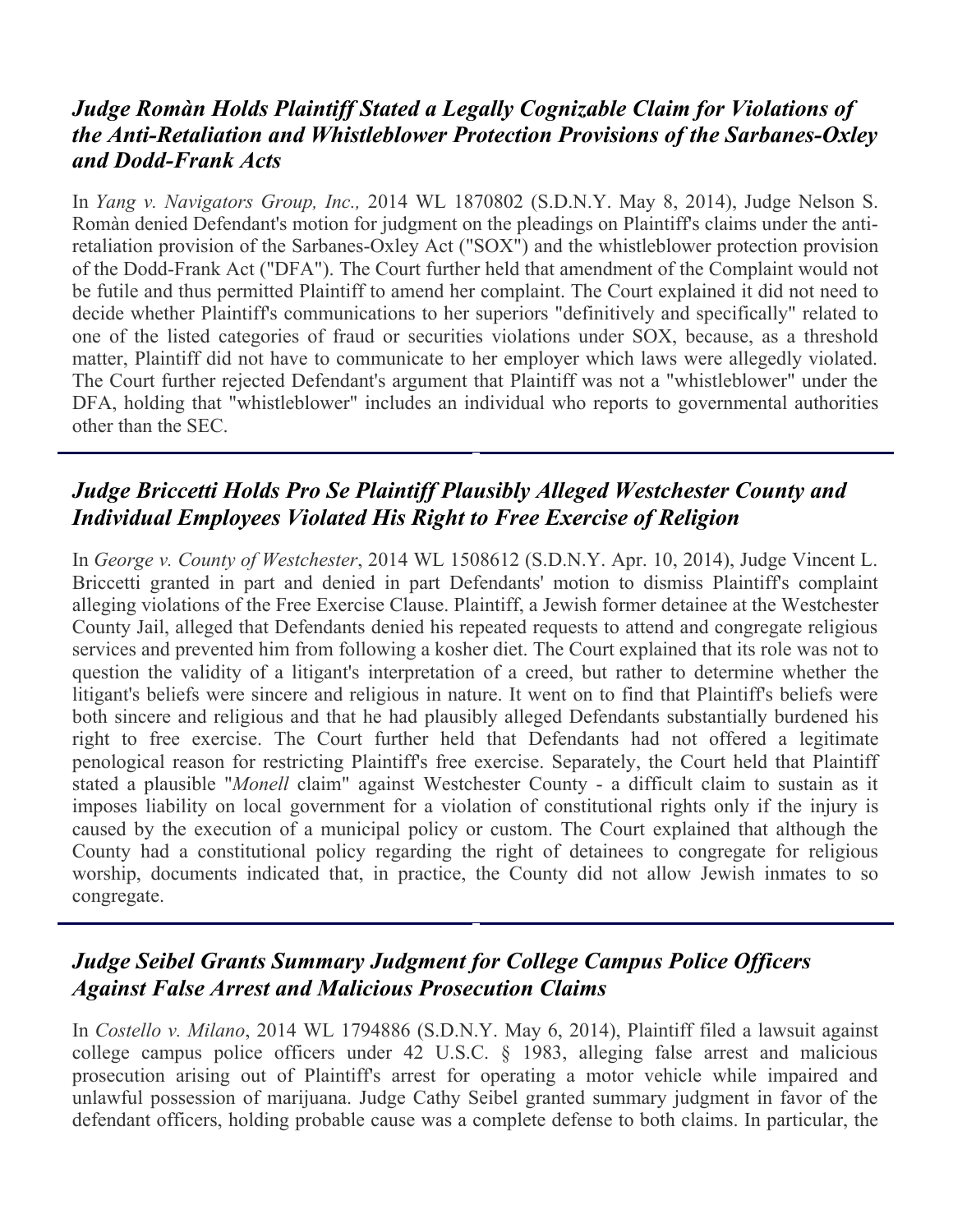## *Judge Romàn Holds Plaintiff Stated a Legally Cognizable Claim for Violations of the Anti-Retaliation and Whistleblower Protection Provisions of the Sarbanes-Oxley and Dodd-Frank Acts*

In *Yang v. Navigators Group, Inc.,* 2014 WL 1870802 (S.D.N.Y. May 8, 2014), Judge Nelson S. Romàn denied Defendant's motion for judgment on the pleadings on Plaintiff's claims under the anti-retaliation provision of the Sarbanes-Oxley Act ("SOX") and the whistleblower protection provision of the Dodd-Frank Act ("DFA"). The Court further held that amendment of the Complaint would not be futile and thus permitted Plaintiff to amend her complaint. The Court explained it did not need to decide whether Plaintiff's communications to her superiors "definitively and specifically" related to one of the listed categories of fraud or securities violations under SOX, because, as a threshold matter, Plaintiff did not have to communicate to her employer which laws were allegedly violated. The Court further rejected Defendant's argument that Plaintiff was not a "whistleblower" under the DFA, holding that "whistleblower" includes an individual who reports to governmental authorities other than the SEC.

---

## *Judge Briccetti Holds Pro Se Plaintiff Plausibly Alleged Westchester County and Individual Employees Violated His Right to Free Exercise of Religion*

In *George v. County of Westchester*, 2014 WL 1508612 (S.D.N.Y. Apr. 10, 2014), Judge Vincent L. Briccetti granted in part and denied in part Defendants' motion to dismiss Plaintiff's complaint alleging violations of the Free Exercise Clause. Plaintiff, a Jewish former detainee at the Westchester County Jail, alleged that Defendants denied his repeated requests to attend and congregate religious services and prevented him from following a kosher diet. The Court explained that its role was not to question the validity of a litigant's interpretation of a creed, but rather to determine whether the litigant's beliefs were sincere and religious in nature. It went on to find that Plaintiff's beliefs were both sincere and religious and that he had plausibly alleged Defendants substantially burdened his right to free exercise. The Court further held that Defendants had not offered a legitimate penological reason for restricting Plaintiff's free exercise. Separately, the Court held that Plaintiff stated a plausible "*Monell* claim" against Westchester County - a difficult claim to sustain as it imposes liability on local government for a violation of constitutional rights only if the injury is caused by the execution of a municipal policy or custom. The Court explained that although the County had a constitutional policy regarding the right of detainees to congregate for religious worship, documents indicated that, in practice, the County did not allow Jewish inmates to so congregate.

---

## *Judge Seibel Grants Summary Judgment for College Campus Police Officers Against False Arrest and Malicious Prosecution Claims*

In *Costello v. Milano*, 2014 WL 1794886 (S.D.N.Y. May 6, 2014), Plaintiff filed a lawsuit against college campus police officers under 42 U.S.C. § 1983, alleging false arrest and malicious prosecution arising out of Plaintiff's arrest for operating a motor vehicle while impaired and unlawful possession of marijuana. Judge Cathy Seibel granted summary judgment in favor of the defendant officers, holding probable cause was a complete defense to both claims. In particular, the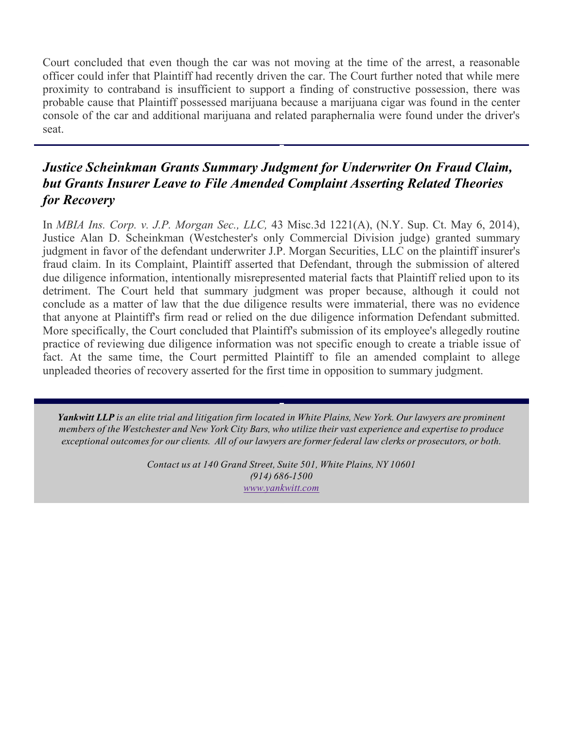Court concluded that even though the car was not moving at the time of the arrest, a reasonable officer could infer that Plaintiff had recently driven the car. The Court further noted that while mere proximity to contraband is insufficient to support a finding of constructive possession, there was probable cause that Plaintiff possessed marijuana because a marijuana cigar was found in the center console of the car and additional marijuana and related paraphernalia were found under the driver's seat.

---

## *Justice Scheinkman Grants Summary Judgment for Underwriter On Fraud Claim, but Grants Insurer Leave to File Amended Complaint Asserting Related Theories for Recovery*

In *MBIA Ins. Corp. v. J.P. Morgan Sec., LLC,* 43 Misc.3d 1221(A), (N.Y. Sup. Ct. May 6, 2014), Justice Alan D. Scheinkman (Westchester's only Commercial Division judge) granted summary judgment in favor of the defendant underwriter J.P. Morgan Securities, LLC on the plaintiff insurer's fraud claim. In its Complaint, Plaintiff asserted that Defendant, through the submission of altered due diligence information, intentionally misrepresented material facts that Plaintiff relied upon to its detriment. The Court held that summary judgment was proper because, although it could not conclude as a matter of law that the due diligence results were immaterial, there was no evidence that anyone at Plaintiff's firm read or relied on the due diligence information Defendant submitted. More specifically, the Court concluded that Plaintiff's submission of its employee's allegedly routine practice of reviewing due diligence information was not specific enough to create a triable issue of fact. At the same time, the Court permitted Plaintiff to file an amended complaint to allege unpleaded theories of recovery asserted for the first time in opposition to summary judgment.

---

***Yankwitt LLP** is an elite trial and litigation firm located in White Plains, New York. Our lawyers are prominent members of the Westchester and New York City Bars, who utilize their vast experience and expertise to produce exceptional outcomes for our clients. All of our lawyers are former federal law clerks or prosecutors, or both.*

*Contact us at 140 Grand Street, Suite 501, White Plains, NY 10601*
*(914) 686-1500*
*[www.yankwitt.com](http://www.yankwitt.com)*